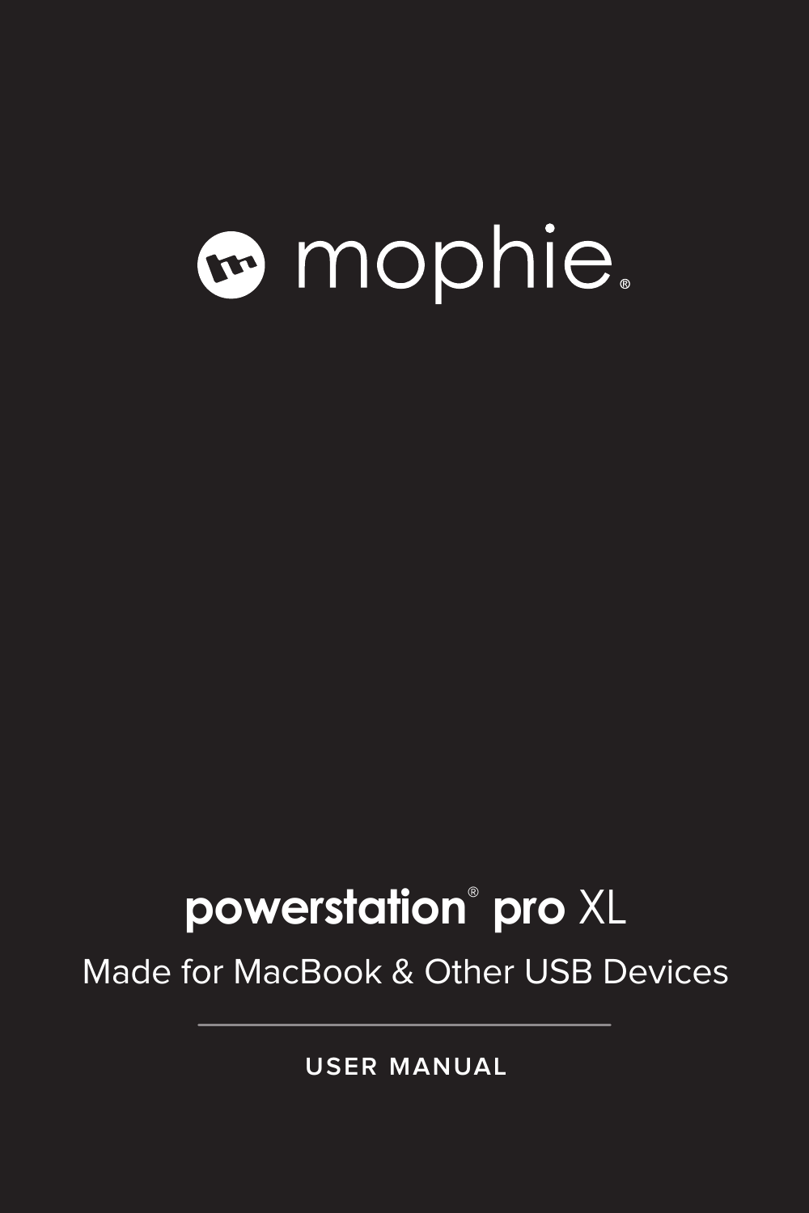# mophie®

## powerstation® pro XL

Made for MacBook & Other USB Devices

---

USER MANUAL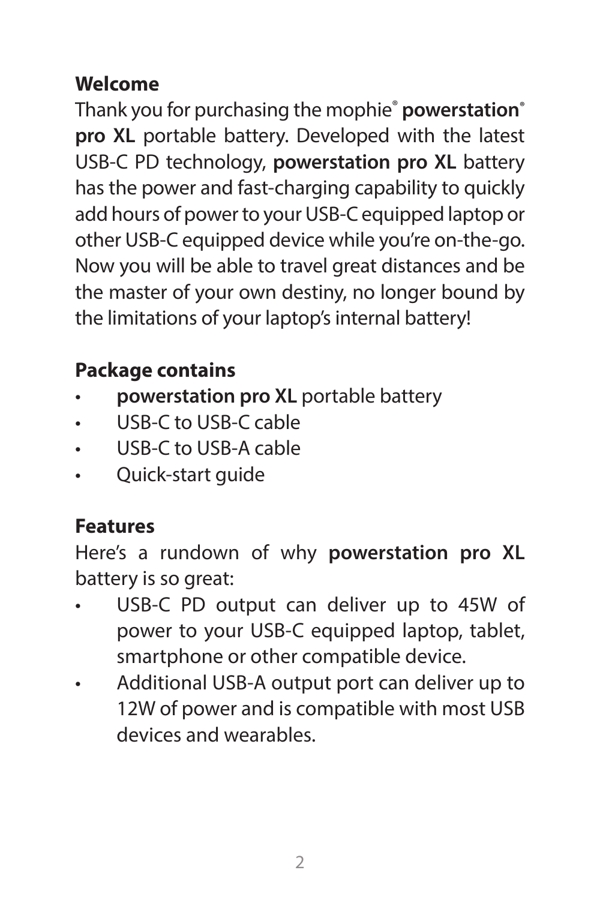## Welcome

Thank you for purchasing the mophie® **powerstation® pro XL** portable battery. Developed with the latest USB-C PD technology, **powerstation pro XL** battery has the power and fast-charging capability to quickly add hours of power to your USB-C equipped laptop or other USB-C equipped device while you're on-the-go. Now you will be able to travel great distances and be the master of your own destiny, no longer bound by the limitations of your laptop's internal battery!

## Package contains

- **powerstation pro XL** portable battery
- USB-C to USB-C cable
- USB-C to USB-A cable
- Quick-start guide

## Features

Here's a rundown of why **powerstation pro XL** battery is so great:

- USB-C PD output can deliver up to 45W of power to your USB-C equipped laptop, tablet, smartphone or other compatible device.
- Additional USB-A output port can deliver up to 12W of power and is compatible with most USB devices and wearables.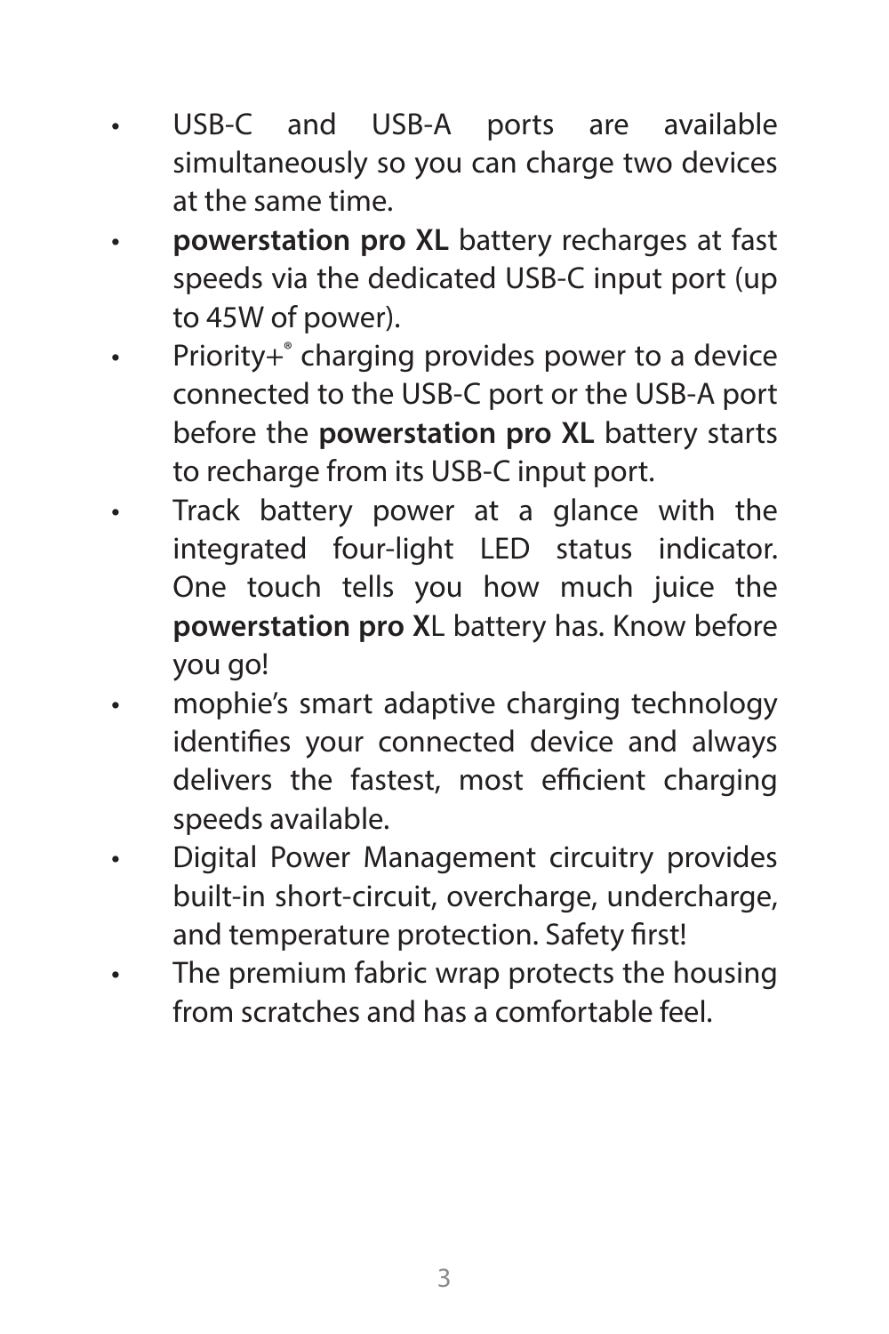- USB-C and USB-A ports are available simultaneously so you can charge two devices at the same time.
- **powerstation pro XL** battery recharges at fast speeds via the dedicated USB-C input port (up to 45W of power).
- Priority+® charging provides power to a device connected to the USB-C port or the USB-A port before the **powerstation pro XL** battery starts to recharge from its USB-C input port.
- Track battery power at a glance with the integrated four-light LED status indicator. One touch tells you how much juice the **powerstation pro XL** battery has. Know before you go!
- mophie's smart adaptive charging technology identifies your connected device and always delivers the fastest, most efficient charging speeds available.
- Digital Power Management circuitry provides built-in short-circuit, overcharge, undercharge, and temperature protection. Safety first!
- The premium fabric wrap protects the housing from scratches and has a comfortable feel.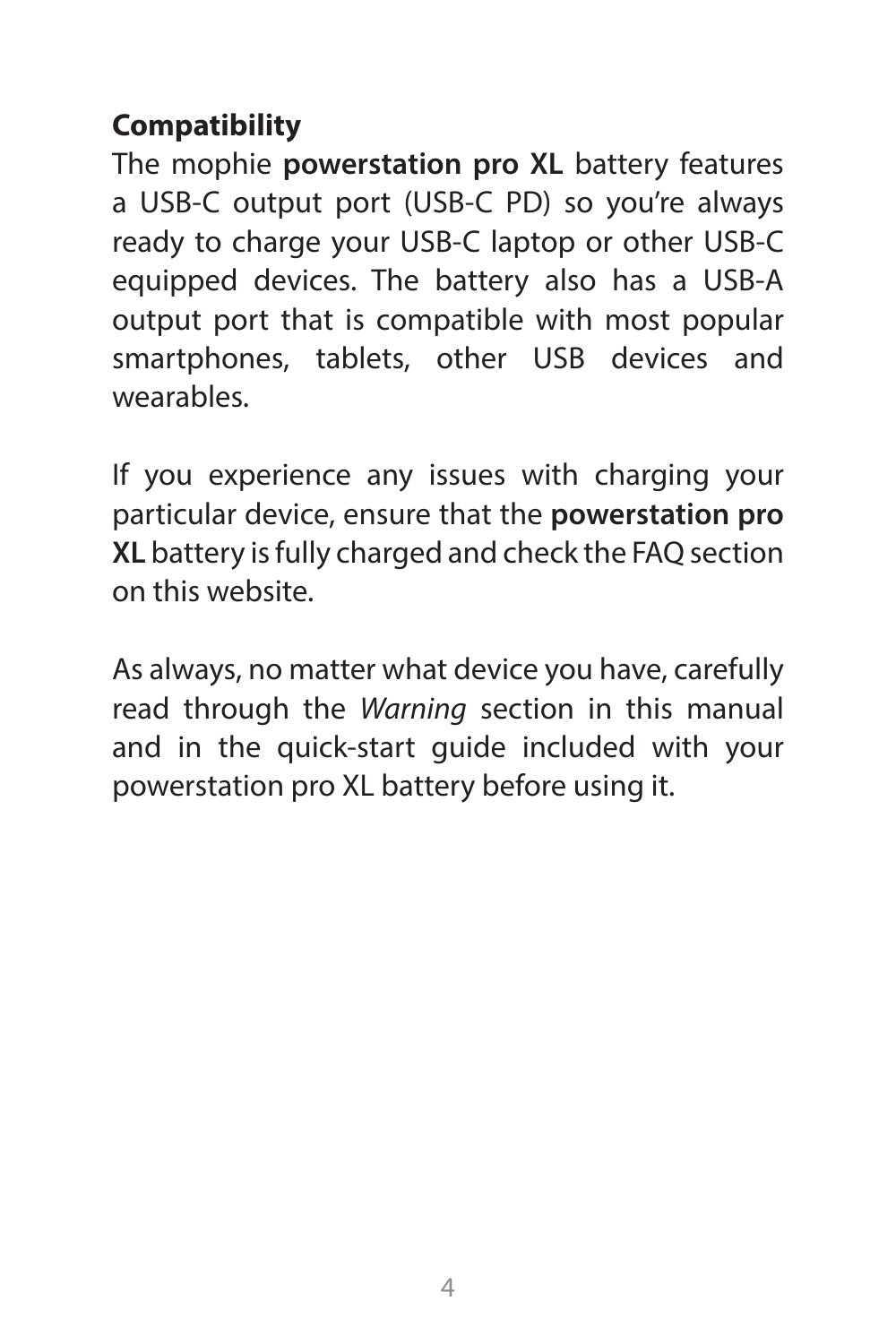## Compatibility

The mophie **powerstation pro XL** battery features a USB-C output port (USB-C PD) so you're always ready to charge your USB-C laptop or other USB-C equipped devices. The battery also has a USB-A output port that is compatible with most popular smartphones, tablets, other USB devices and wearables.

If you experience any issues with charging your particular device, ensure that the **powerstation pro XL** battery is fully charged and check the FAQ section on this website.

As always, no matter what device you have, carefully read through the *Warning* section in this manual and in the quick-start guide included with your powerstation pro XL battery before using it.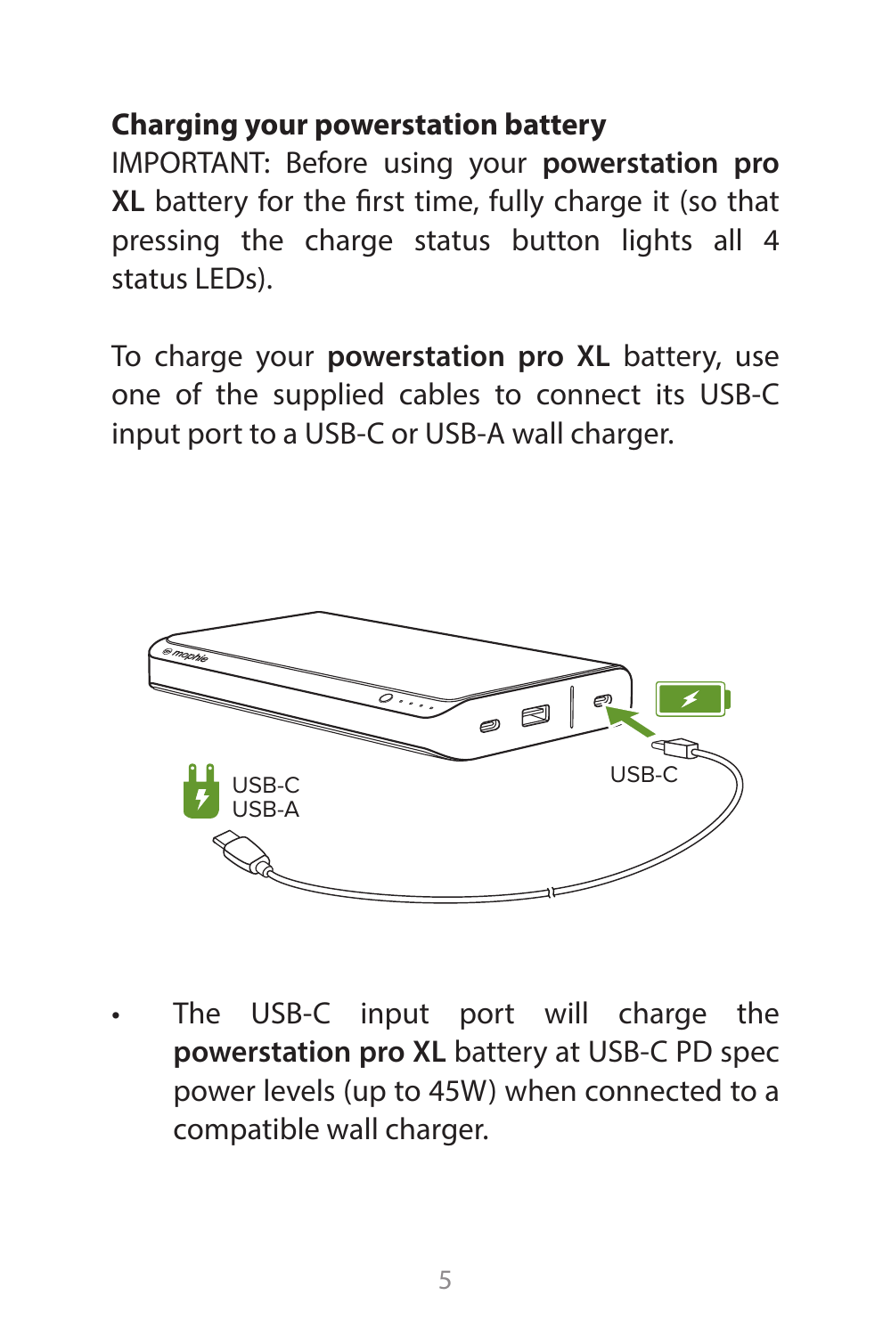## Charging your powerstation battery

IMPORTANT: Before using your **powerstation pro XL** battery for the first time, fully charge it (so that pressing the charge status button lights all 4 status LEDs).

To charge your **powerstation pro XL** battery, use one of the supplied cables to connect its USB-C input port to a USB-C or USB-A wall charger.

- The USB-C input port will charge the **powerstation pro XL** battery at USB-C PD spec power levels (up to 45W) when connected to a compatible wall charger.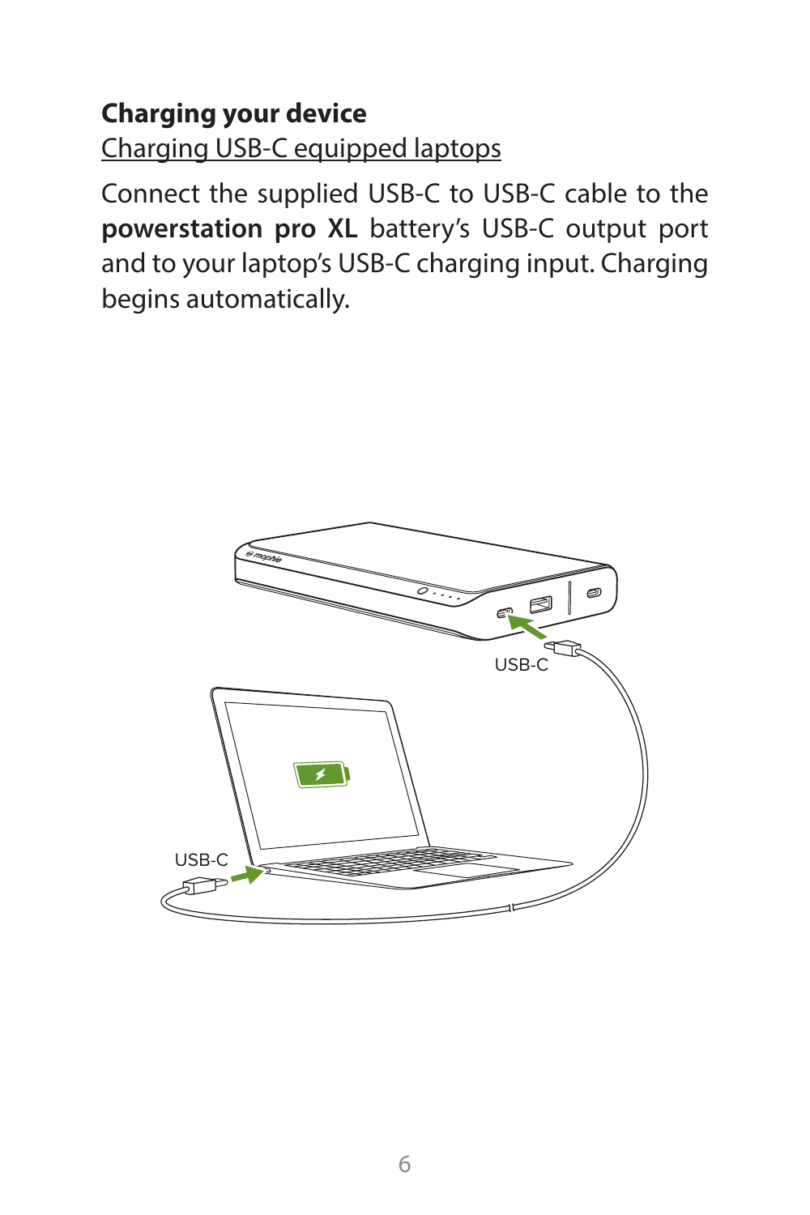## Charging your device

Charging USB-C equipped laptops

Connect the supplied USB-C to USB-C cable to the **powerstation pro XL** battery's USB-C output port and to your laptop's USB-C charging input. Charging begins automatically.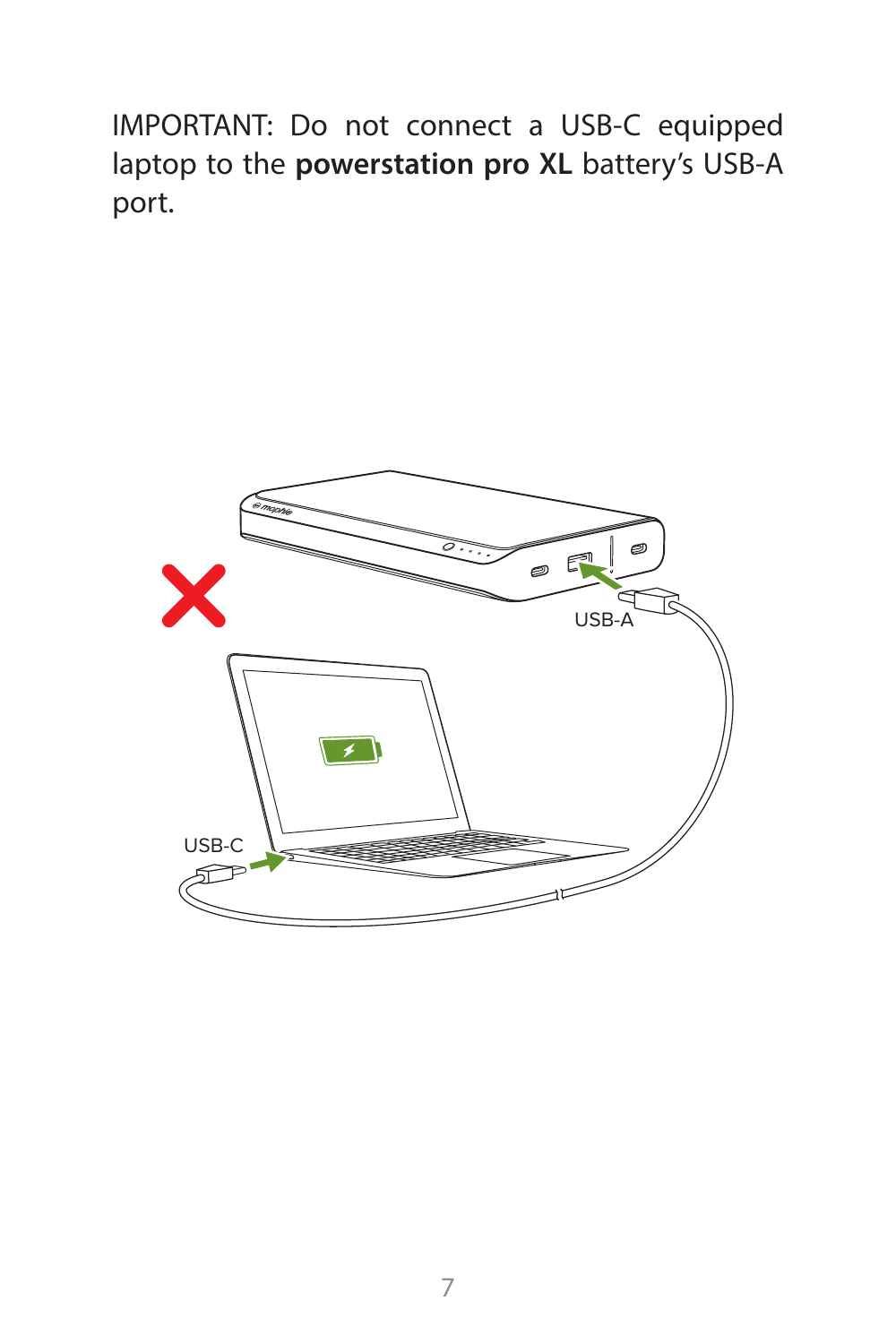IMPORTANT: Do not connect a USB-C equipped laptop to the **powerstation pro XL** battery's USB-A port.

USB-A

USB-C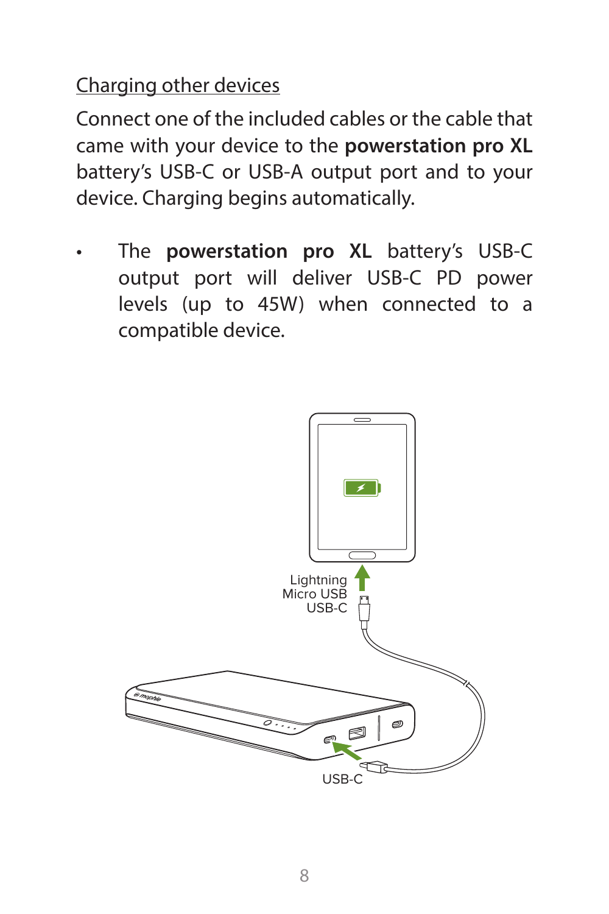Charging other devices

Connect one of the included cables or the cable that came with your device to the **powerstation pro XL** battery's USB-C or USB-A output port and to your device. Charging begins automatically.

- The **powerstation pro XL** battery's USB-C output port will deliver USB-C PD power levels (up to 45W) when connected to a compatible device.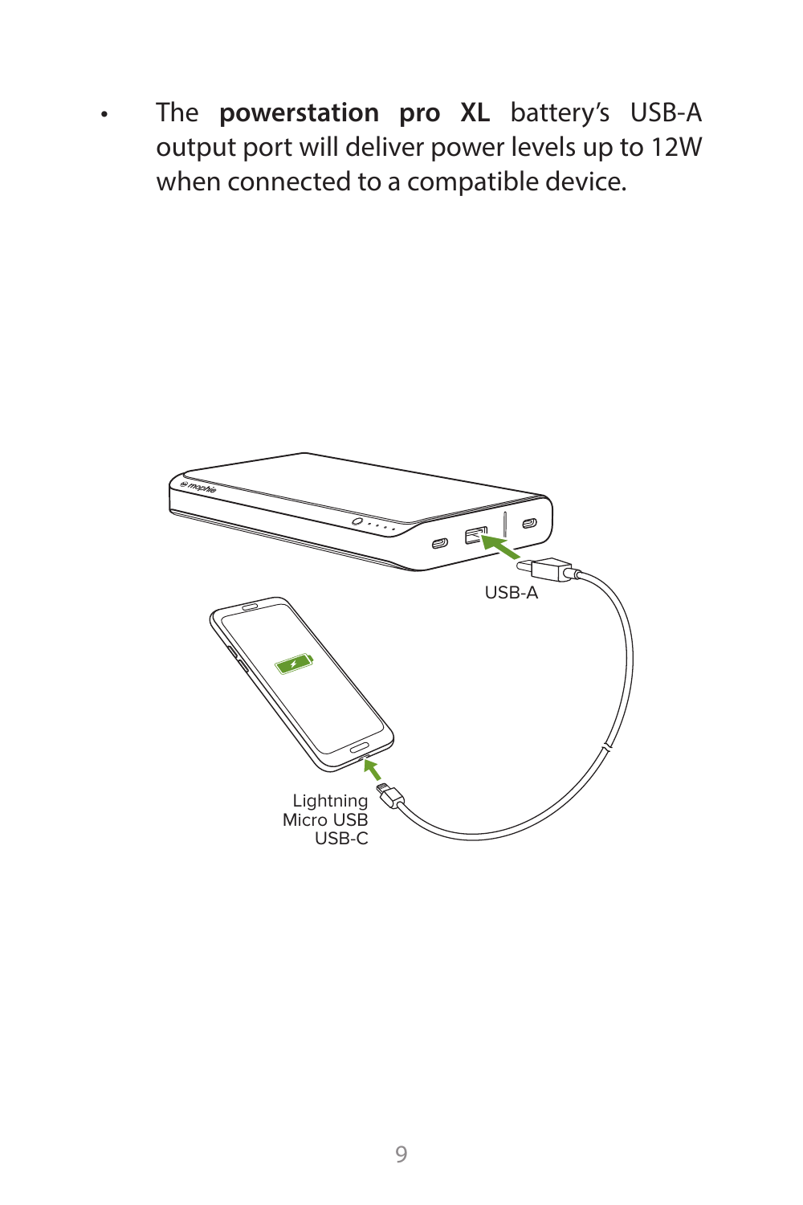- The **powerstation pro XL** battery's USB-A output port will deliver power levels up to 12W when connected to a compatible device.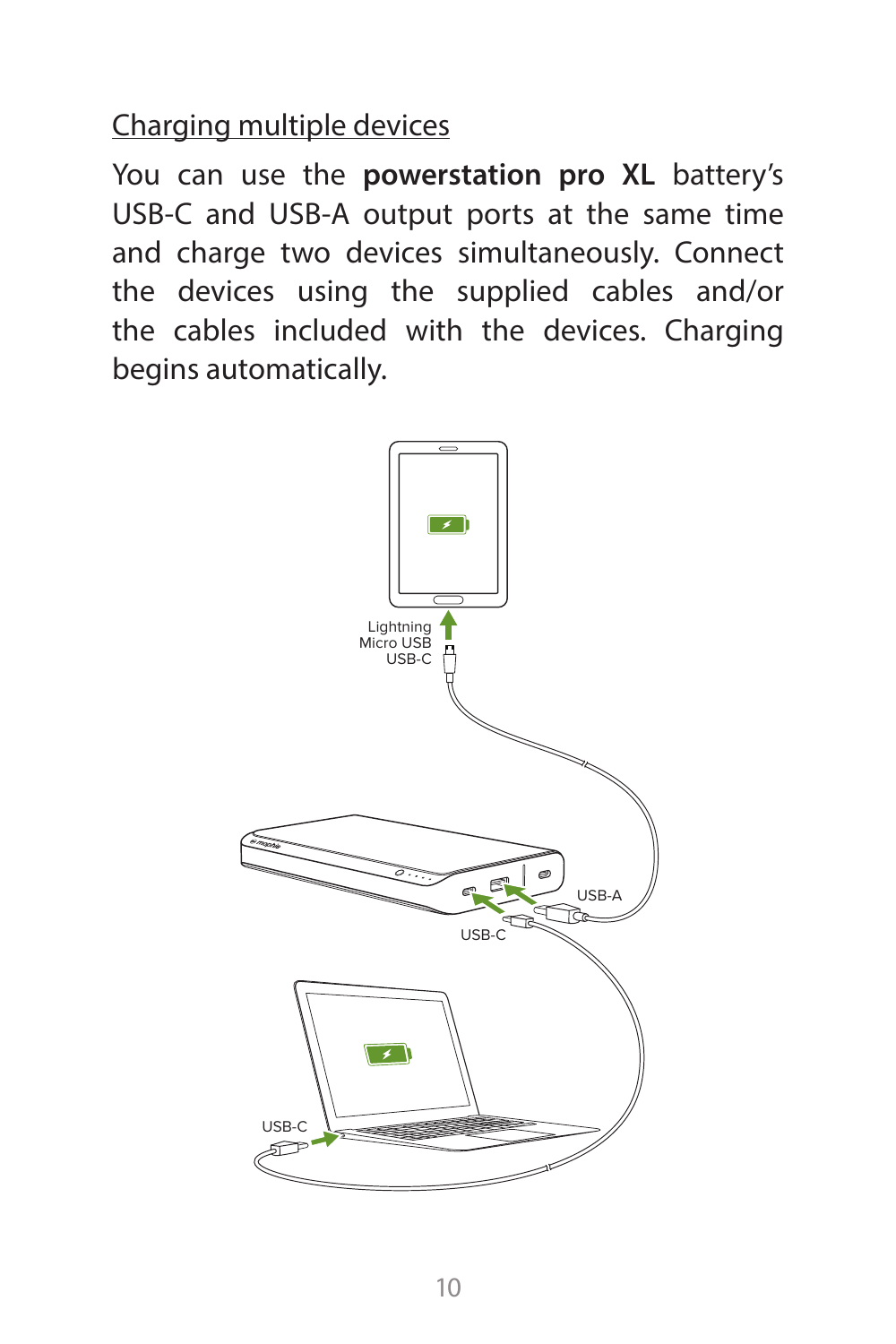Charging multiple devices

You can use the **powerstation pro XL** battery's USB-C and USB-A output ports at the same time and charge two devices simultaneously. Connect the devices using the supplied cables and/or the cables included with the devices. Charging begins automatically.

Lightning
Micro USB
USB-C

USB-A

USB-C

USB-C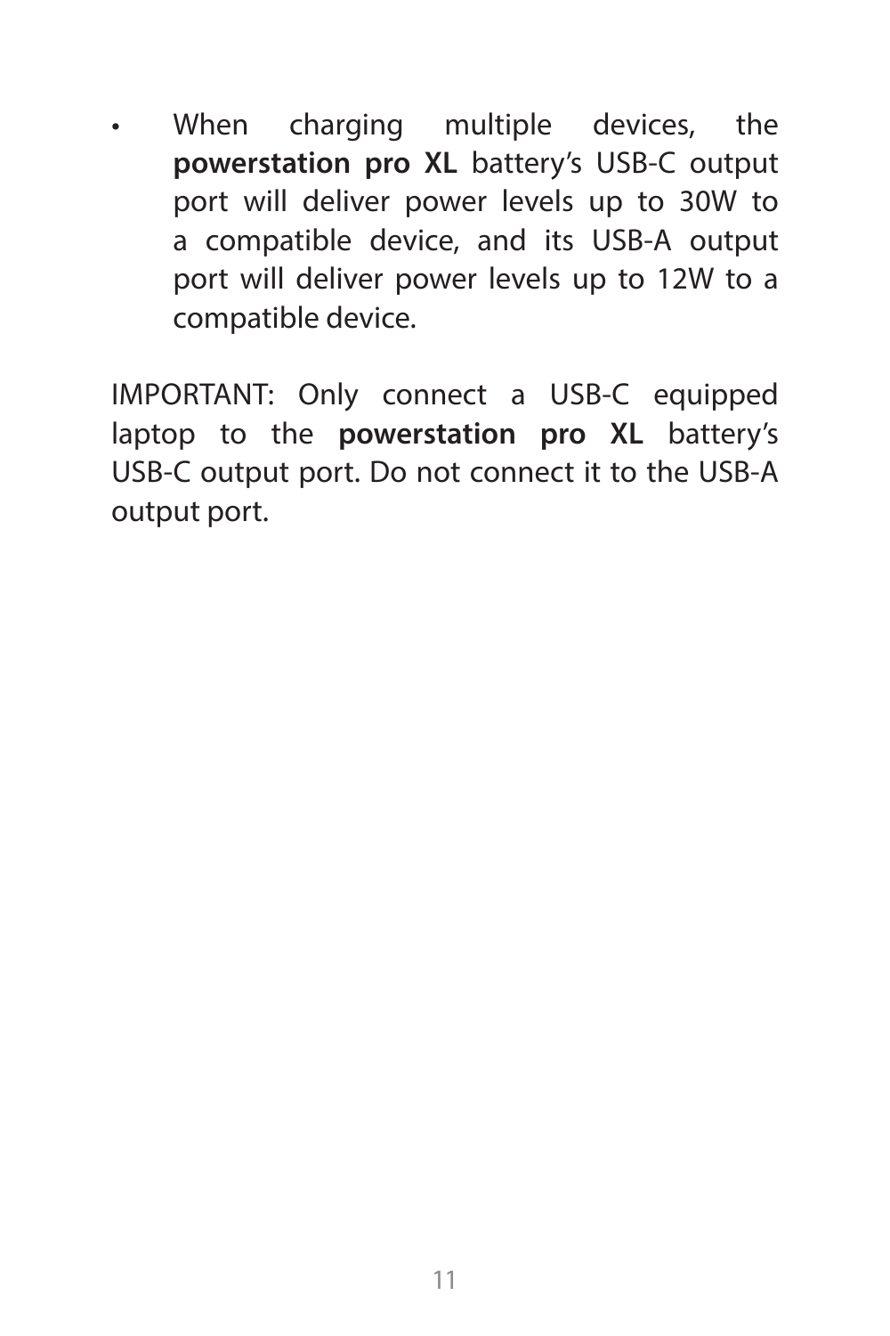- When charging multiple devices, the **powerstation pro XL** battery's USB-C output port will deliver power levels up to 30W to a compatible device, and its USB-A output port will deliver power levels up to 12W to a compatible device.

IMPORTANT: Only connect a USB-C equipped laptop to the **powerstation pro XL** battery's USB-C output port. Do not connect it to the USB-A output port.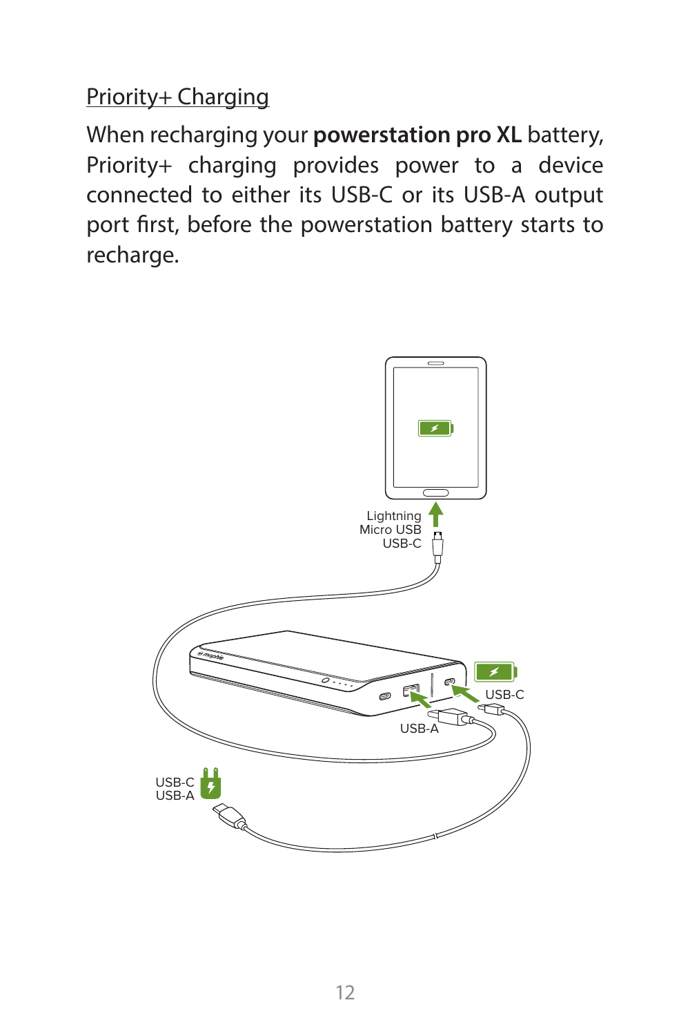## Priority+ Charging

When recharging your **powerstation pro XL** battery, Priority+ charging provides power to a device connected to either its USB-C or its USB-A output port first, before the powerstation battery starts to recharge.

Lightning
Micro USB
USB-C

USB-C

USB-A

USB-C
USB-A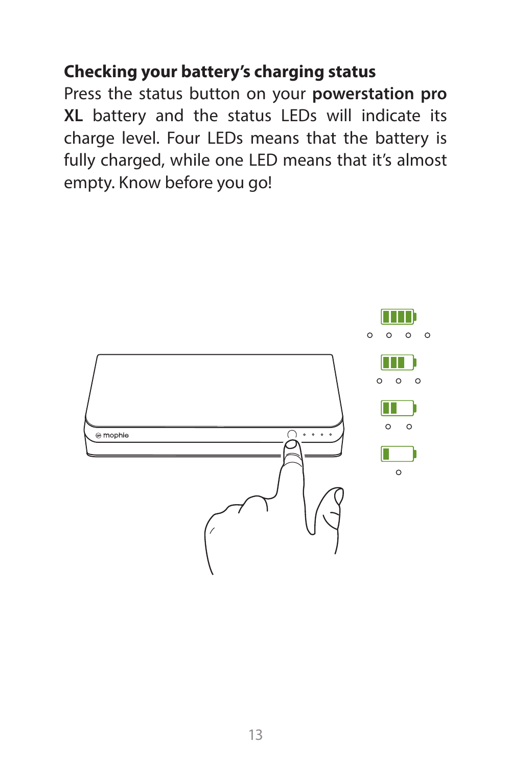**Checking your battery's charging status**

Press the status button on your **powerstation pro XL** battery and the status LEDs will indicate its charge level. Four LEDs means that the battery is fully charged, while one LED means that it's almost empty. Know before you go!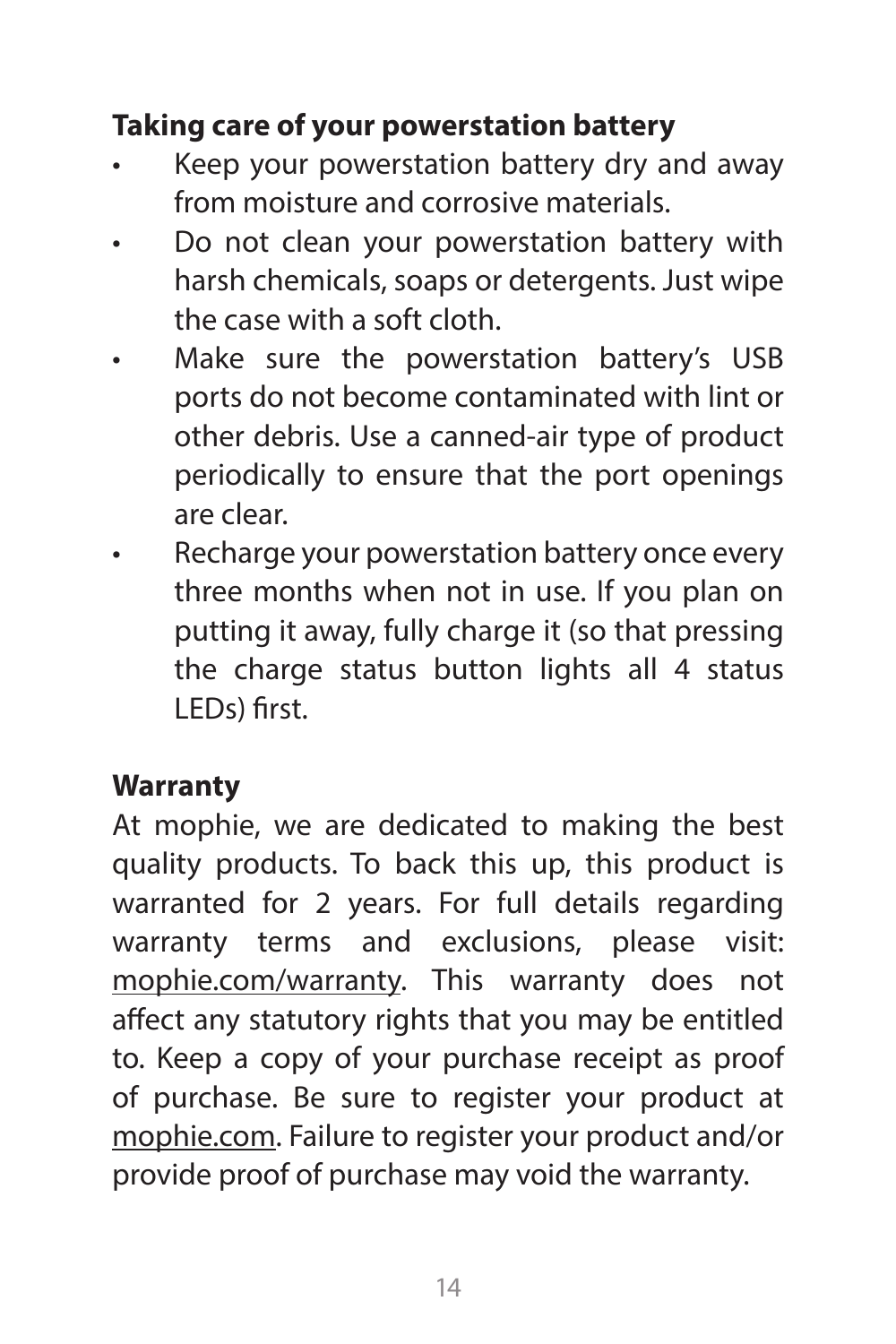## Taking care of your powerstation battery

- Keep your powerstation battery dry and away from moisture and corrosive materials.
- Do not clean your powerstation battery with harsh chemicals, soaps or detergents. Just wipe the case with a soft cloth.
- Make sure the powerstation battery's USB ports do not become contaminated with lint or other debris. Use a canned-air type of product periodically to ensure that the port openings are clear.
- Recharge your powerstation battery once every three months when not in use. If you plan on putting it away, fully charge it (so that pressing the charge status button lights all 4 status LEDs) first.

## Warranty

At mophie, we are dedicated to making the best quality products. To back this up, this product is warranted for 2 years. For full details regarding warranty terms and exclusions, please visit: mophie.com/warranty. This warranty does not affect any statutory rights that you may be entitled to. Keep a copy of your purchase receipt as proof of purchase. Be sure to register your product at mophie.com. Failure to register your product and/or provide proof of purchase may void the warranty.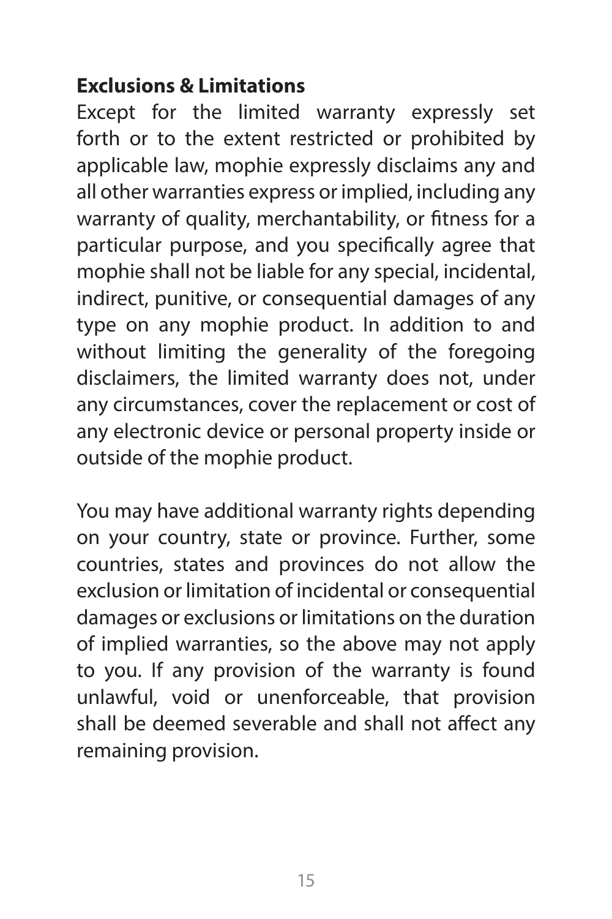**Exclusions & Limitations**

Except for the limited warranty expressly set forth or to the extent restricted or prohibited by applicable law, mophie expressly disclaims any and all other warranties express or implied, including any warranty of quality, merchantability, or fitness for a particular purpose, and you specifically agree that mophie shall not be liable for any special, incidental, indirect, punitive, or consequential damages of any type on any mophie product. In addition to and without limiting the generality of the foregoing disclaimers, the limited warranty does not, under any circumstances, cover the replacement or cost of any electronic device or personal property inside or outside of the mophie product.

You may have additional warranty rights depending on your country, state or province. Further, some countries, states and provinces do not allow the exclusion or limitation of incidental or consequential damages or exclusions or limitations on the duration of implied warranties, so the above may not apply to you. If any provision of the warranty is found unlawful, void or unenforceable, that provision shall be deemed severable and shall not affect any remaining provision.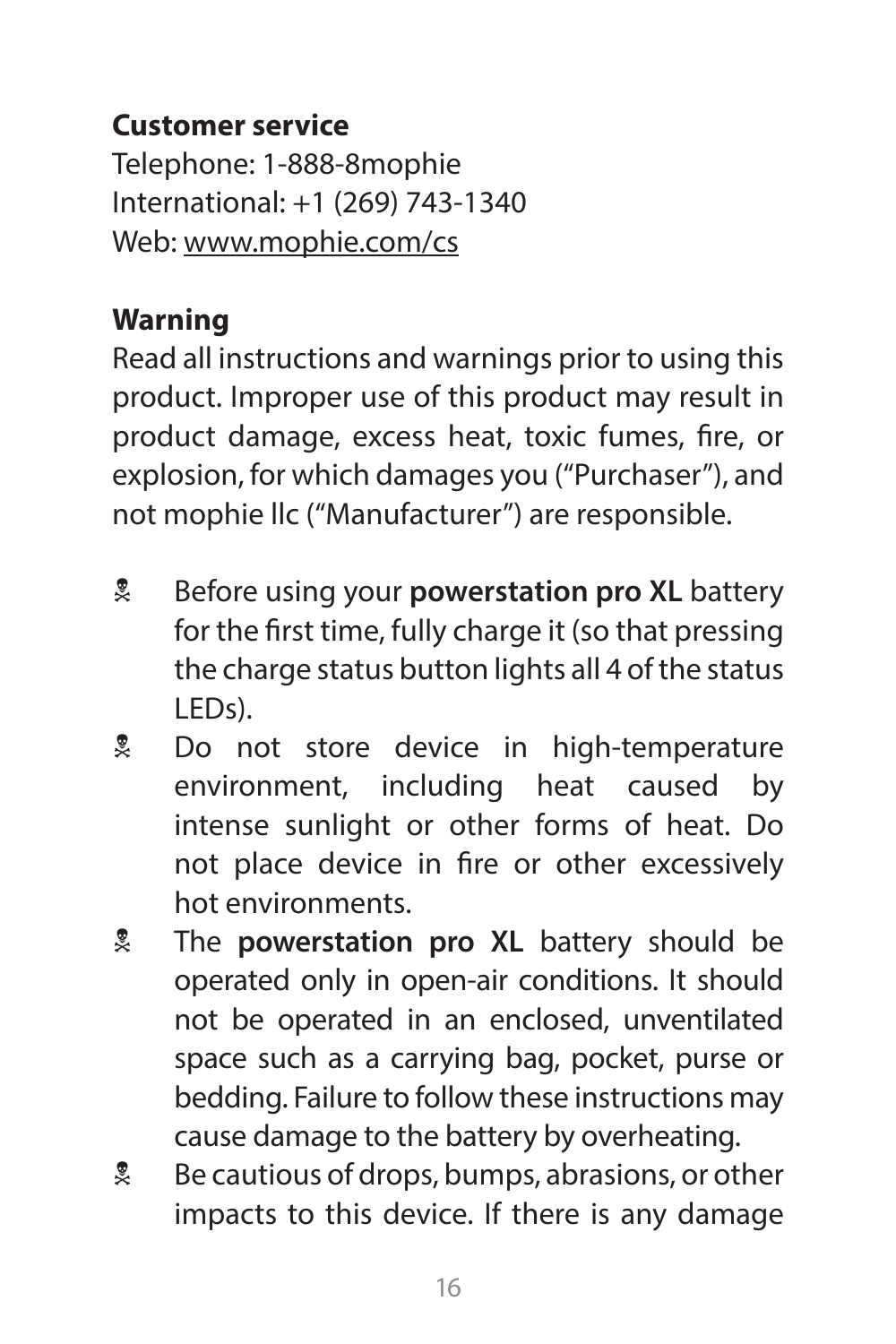**Customer service**

Telephone: 1-888-8mophie
International: +1 (269) 743-1340
Web: www.mophie.com/cs

**Warning**

Read all instructions and warnings prior to using this product. Improper use of this product may result in product damage, excess heat, toxic fumes, fire, or explosion, for which damages you ("Purchaser"), and not mophie llc ("Manufacturer") are responsible.

- ☠ Before using your **powerstation pro XL** battery for the first time, fully charge it (so that pressing the charge status button lights all 4 of the status LEDs).
- ☠ Do not store device in high-temperature environment, including heat caused by intense sunlight or other forms of heat. Do not place device in fire or other excessively hot environments.
- ☠ The **powerstation pro XL** battery should be operated only in open-air conditions. It should not be operated in an enclosed, unventilated space such as a carrying bag, pocket, purse or bedding. Failure to follow these instructions may cause damage to the battery by overheating.
- ☠ Be cautious of drops, bumps, abrasions, or other impacts to this device. If there is any damage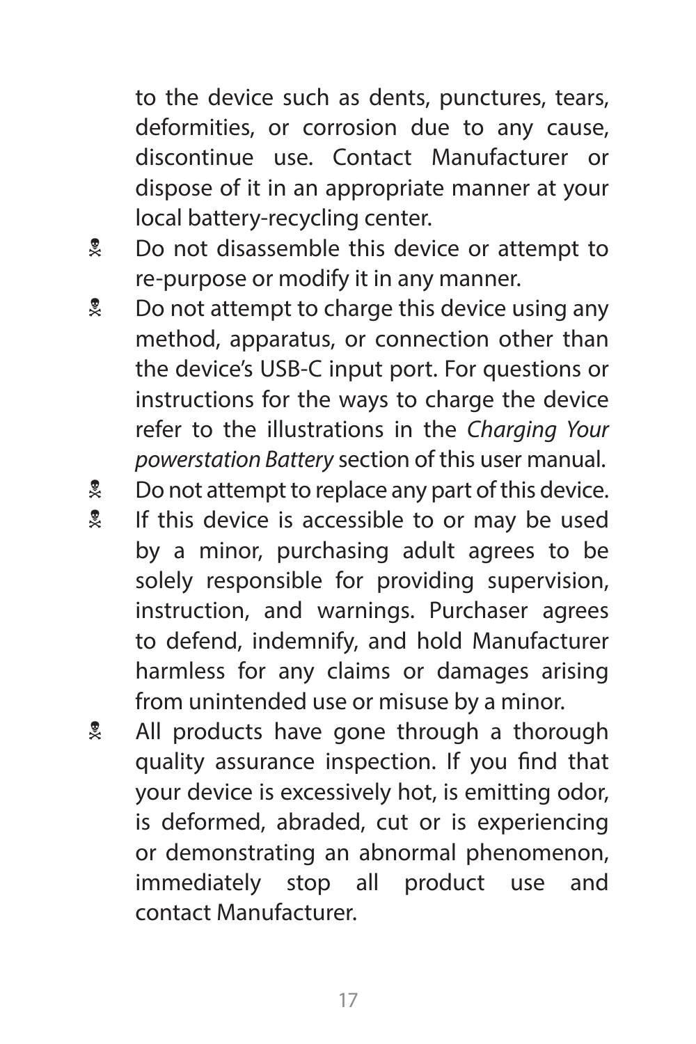to the device such as dents, punctures, tears, deformities, or corrosion due to any cause, discontinue use. Contact Manufacturer or dispose of it in an appropriate manner at your local battery-recycling center.

- Do not disassemble this device or attempt to re-purpose or modify it in any manner.
- Do not attempt to charge this device using any method, apparatus, or connection other than the device's USB-C input port. For questions or instructions for the ways to charge the device refer to the illustrations in the *Charging Your powerstation Battery* section of this user manual.
- Do not attempt to replace any part of this device.
- If this device is accessible to or may be used by a minor, purchasing adult agrees to be solely responsible for providing supervision, instruction, and warnings. Purchaser agrees to defend, indemnify, and hold Manufacturer harmless for any claims or damages arising from unintended use or misuse by a minor.
- All products have gone through a thorough quality assurance inspection. If you find that your device is excessively hot, is emitting odor, is deformed, abraded, cut or is experiencing or demonstrating an abnormal phenomenon, immediately stop all product use and contact Manufacturer.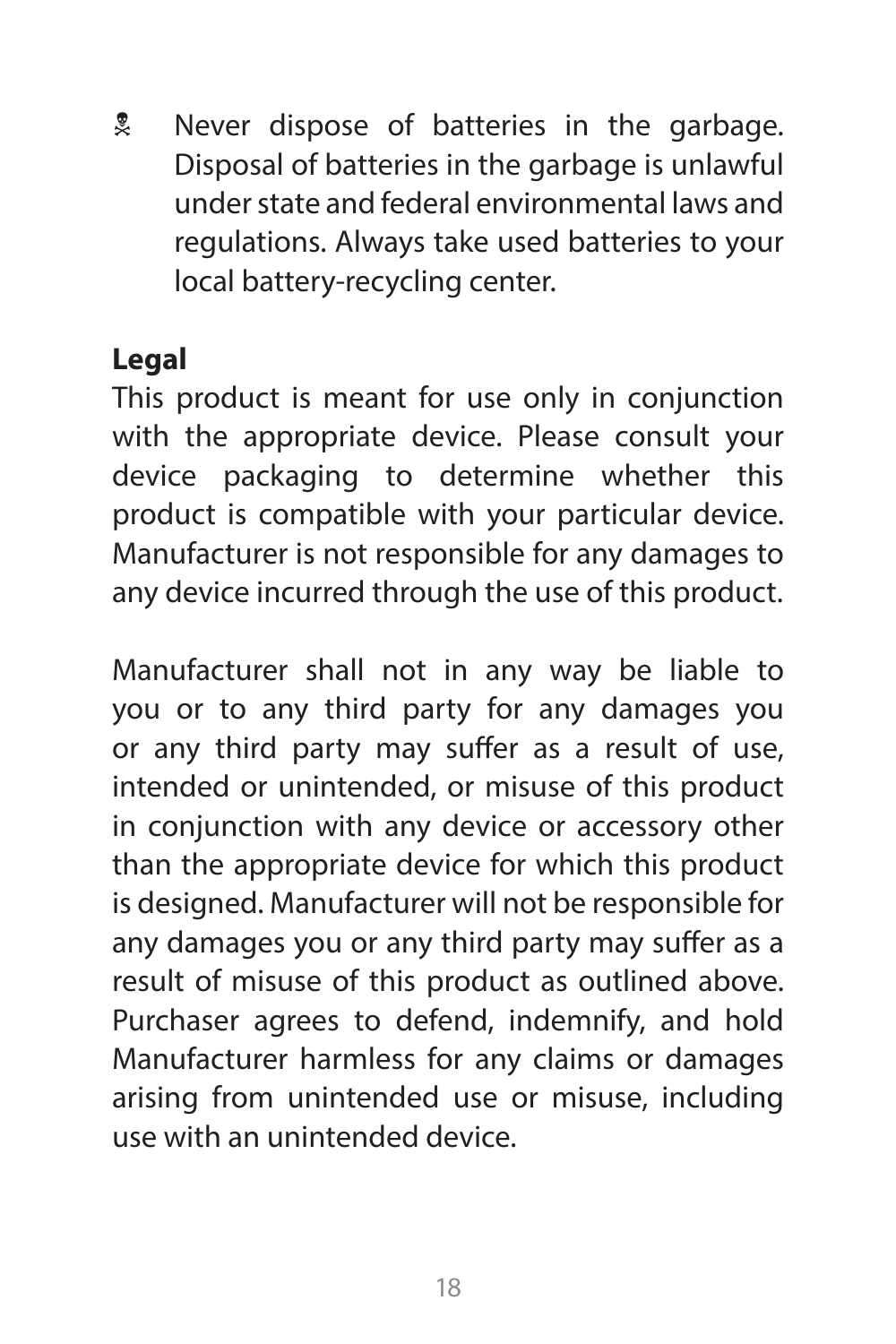☠ Never dispose of batteries in the garbage. Disposal of batteries in the garbage is unlawful under state and federal environmental laws and regulations. Always take used batteries to your local battery-recycling center.

**Legal**

This product is meant for use only in conjunction with the appropriate device. Please consult your device packaging to determine whether this product is compatible with your particular device. Manufacturer is not responsible for any damages to any device incurred through the use of this product.

Manufacturer shall not in any way be liable to you or to any third party for any damages you or any third party may suffer as a result of use, intended or unintended, or misuse of this product in conjunction with any device or accessory other than the appropriate device for which this product is designed. Manufacturer will not be responsible for any damages you or any third party may suffer as a result of misuse of this product as outlined above. Purchaser agrees to defend, indemnify, and hold Manufacturer harmless for any claims or damages arising from unintended use or misuse, including use with an unintended device.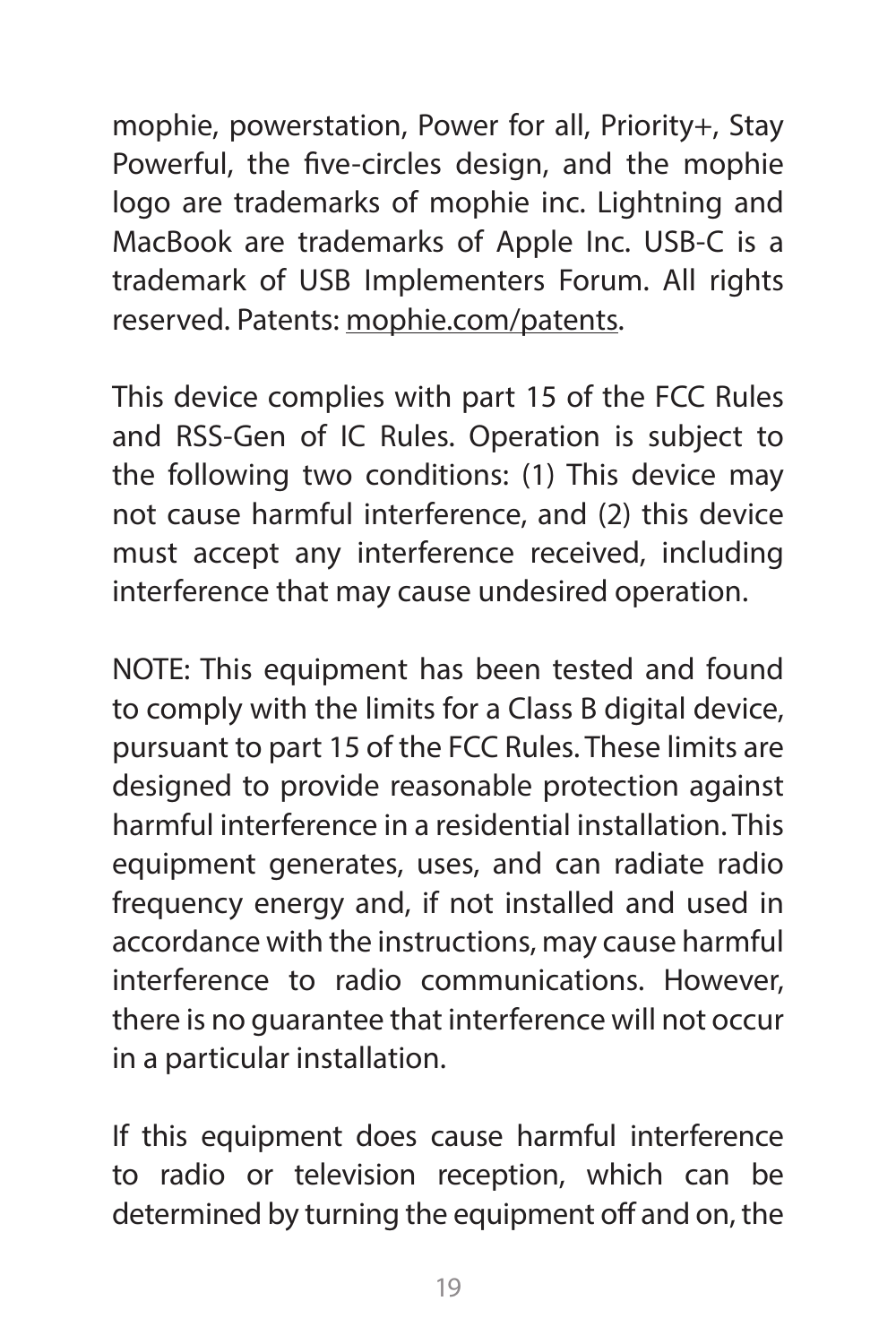mophie, powerstation, Power for all, Priority+, Stay Powerful, the five-circles design, and the mophie logo are trademarks of mophie inc. Lightning and MacBook are trademarks of Apple Inc. USB-C is a trademark of USB Implementers Forum. All rights reserved. Patents: mophie.com/patents.

This device complies with part 15 of the FCC Rules and RSS-Gen of IC Rules. Operation is subject to the following two conditions: (1) This device may not cause harmful interference, and (2) this device must accept any interference received, including interference that may cause undesired operation.

NOTE: This equipment has been tested and found to comply with the limits for a Class B digital device, pursuant to part 15 of the FCC Rules. These limits are designed to provide reasonable protection against harmful interference in a residential installation. This equipment generates, uses, and can radiate radio frequency energy and, if not installed and used in accordance with the instructions, may cause harmful interference to radio communications. However, there is no guarantee that interference will not occur in a particular installation.

If this equipment does cause harmful interference to radio or television reception, which can be determined by turning the equipment off and on, the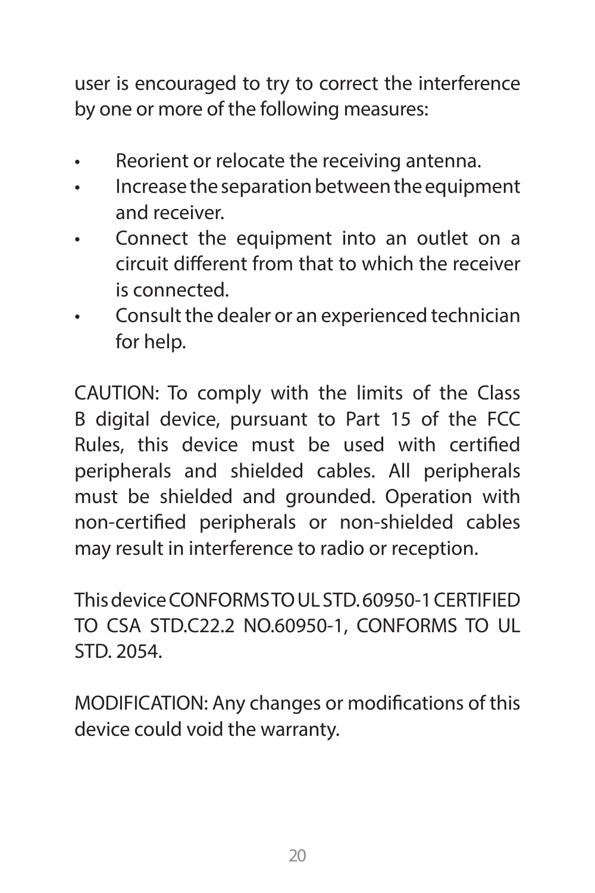user is encouraged to try to correct the interference by one or more of the following measures:

- Reorient or relocate the receiving antenna.
- Increase the separation between the equipment and receiver.
- Connect the equipment into an outlet on a circuit different from that to which the receiver is connected.
- Consult the dealer or an experienced technician for help.

CAUTION: To comply with the limits of the Class B digital device, pursuant to Part 15 of the FCC Rules, this device must be used with certified peripherals and shielded cables. All peripherals must be shielded and grounded. Operation with non-certified peripherals or non-shielded cables may result in interference to radio or reception.

This device CONFORMS TO UL STD. 60950-1 CERTIFIED TO CSA STD.C22.2 NO.60950-1, CONFORMS TO UL STD. 2054.

MODIFICATION: Any changes or modifications of this device could void the warranty.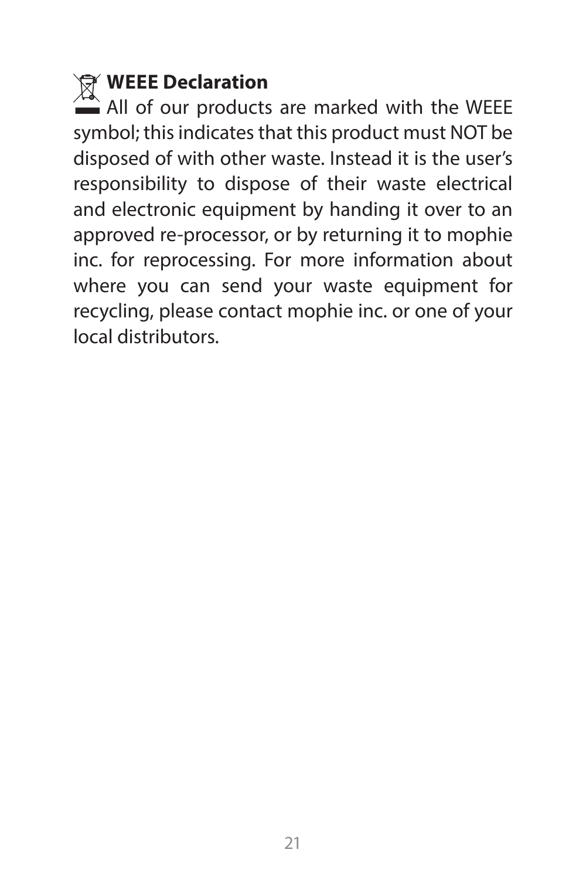## WEEE Declaration

All of our products are marked with the WEEE symbol; this indicates that this product must NOT be disposed of with other waste. Instead it is the user's responsibility to dispose of their waste electrical and electronic equipment by handing it over to an approved re-processor, or by returning it to mophie inc. for reprocessing. For more information about where you can send your waste equipment for recycling, please contact mophie inc. or one of your local distributors.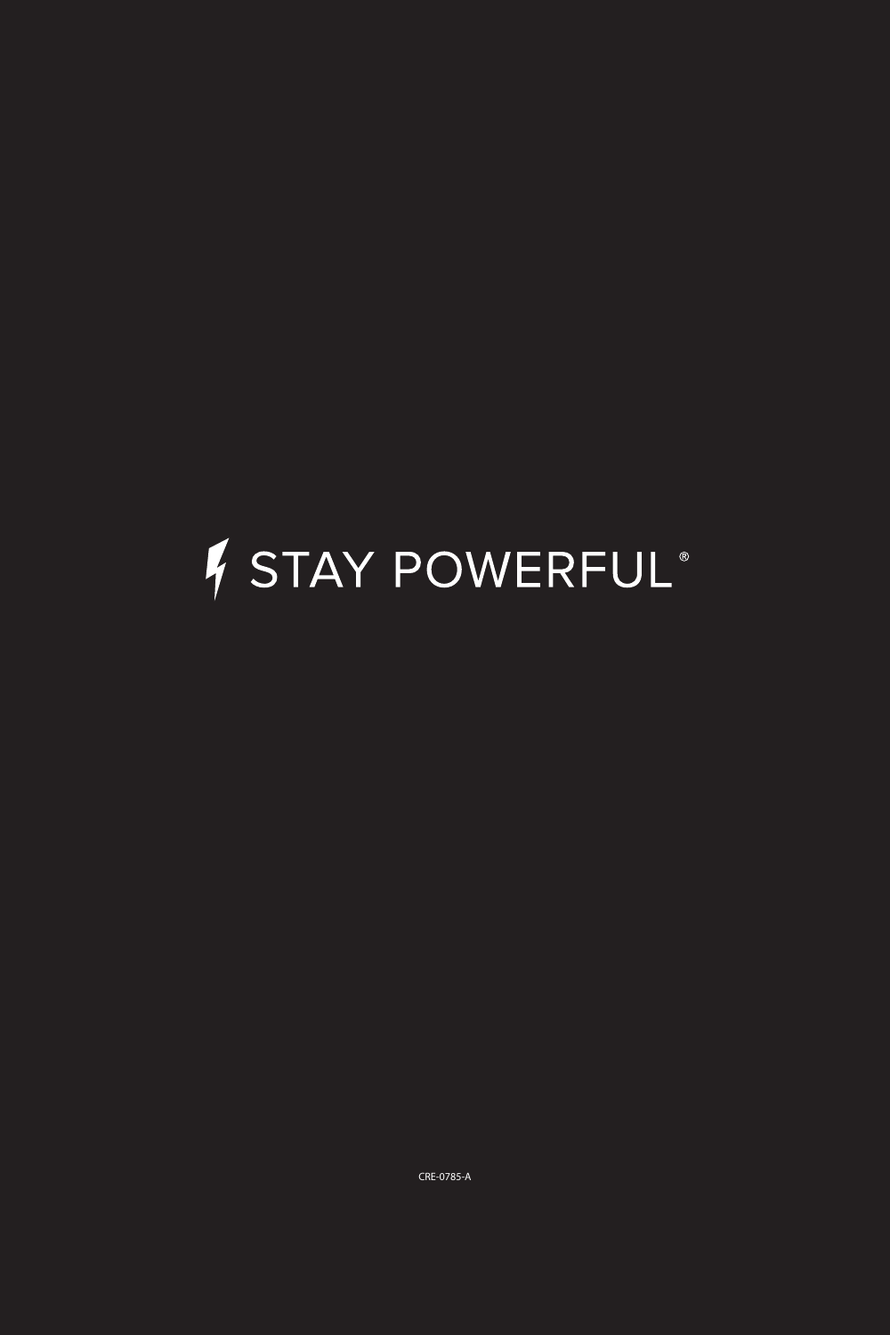STAY POWERFUL®

CRE-0785-A